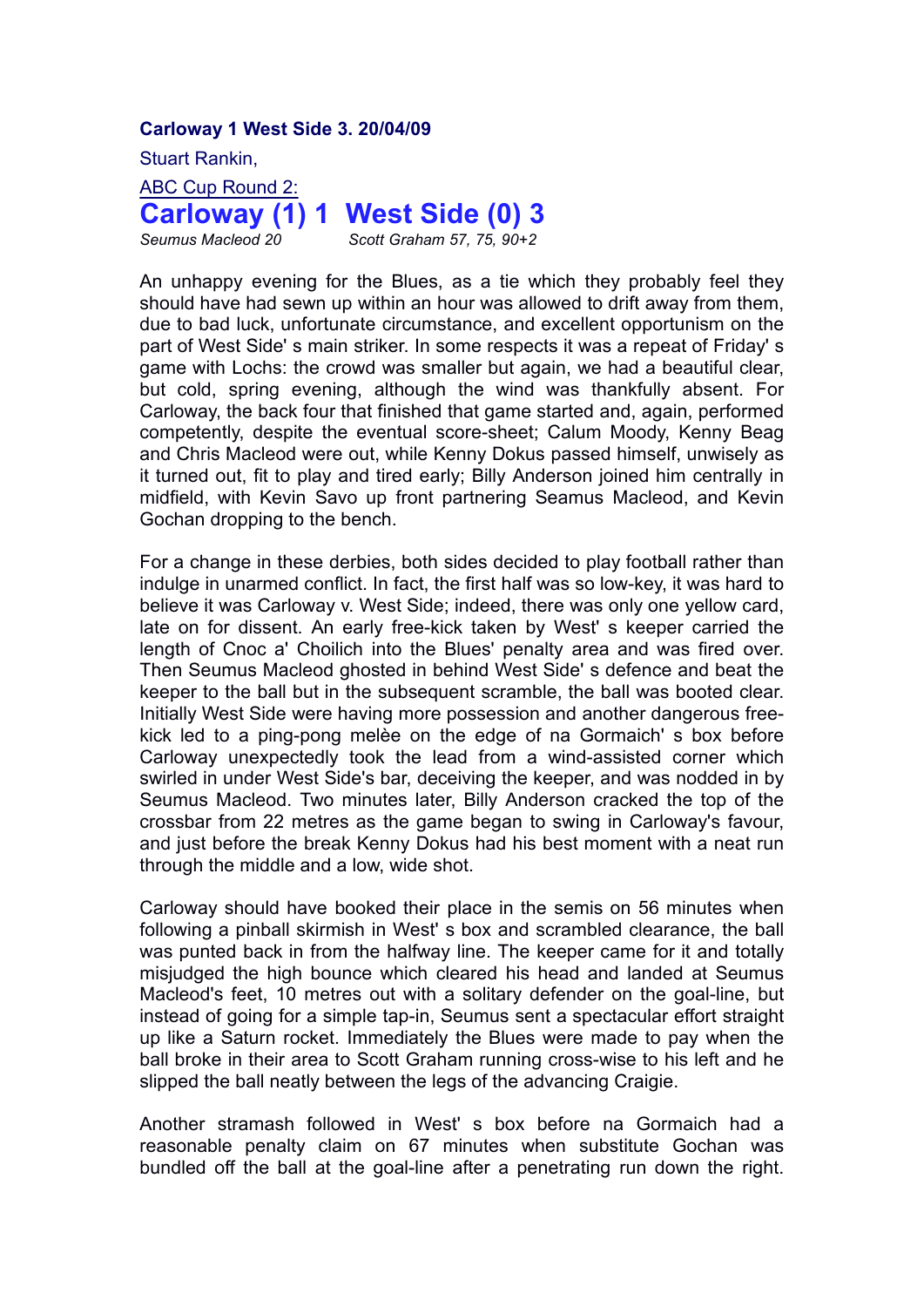**Carloway 1 West Side 3. 20/04/09**

Stuart Rankin,

ABC Cup Round 2:

# Carloway (1) 1 West Side (0) 3

*Seumus Macleod 20* *Scott Graham 57, 75, 90+2*

An unhappy evening for the Blues, as a tie which they probably feel they should have had sewn up within an hour was allowed to drift away from them, due to bad luck, unfortunate circumstance, and excellent opportunism on the part of West Side' s main striker. In some respects it was a repeat of Friday' s game with Lochs: the crowd was smaller but again, we had a beautiful clear, but cold, spring evening, although the wind was thankfully absent. For Carloway, the back four that finished that game started and, again, performed competently, despite the eventual score-sheet; Calum Moody, Kenny Beag and Chris Macleod were out, while Kenny Dokus passed himself, unwisely as it turned out, fit to play and tired early; Billy Anderson joined him centrally in midfield, with Kevin Savo up front partnering Seamus Macleod, and Kevin Gochan dropping to the bench.

For a change in these derbies, both sides decided to play football rather than indulge in unarmed conflict. In fact, the first half was so low-key, it was hard to believe it was Carloway v. West Side; indeed, there was only one yellow card, late on for dissent. An early free-kick taken by West' s keeper carried the length of Cnoc a' Choilich into the Blues' penalty area and was fired over. Then Seumus Macleod ghosted in behind West Side' s defence and beat the keeper to the ball but in the subsequent scramble, the ball was booted clear. Initially West Side were having more possession and another dangerous free-kick led to a ping-pong melèe on the edge of na Gormaich' s box before Carloway unexpectedly took the lead from a wind-assisted corner which swirled in under West Side's bar, deceiving the keeper, and was nodded in by Seumus Macleod. Two minutes later, Billy Anderson cracked the top of the crossbar from 22 metres as the game began to swing in Carloway's favour, and just before the break Kenny Dokus had his best moment with a neat run through the middle and a low, wide shot.

Carloway should have booked their place in the semis on 56 minutes when following a pinball skirmish in West' s box and scrambled clearance, the ball was punted back in from the halfway line. The keeper came for it and totally misjudged the high bounce which cleared his head and landed at Seumus Macleod's feet, 10 metres out with a solitary defender on the goal-line, but instead of going for a simple tap-in, Seumus sent a spectacular effort straight up like a Saturn rocket. Immediately the Blues were made to pay when the ball broke in their area to Scott Graham running cross-wise to his left and he slipped the ball neatly between the legs of the advancing Craigie.

Another stramash followed in West' s box before na Gormaich had a reasonable penalty claim on 67 minutes when substitute Gochan was bundled off the ball at the goal-line after a penetrating run down the right.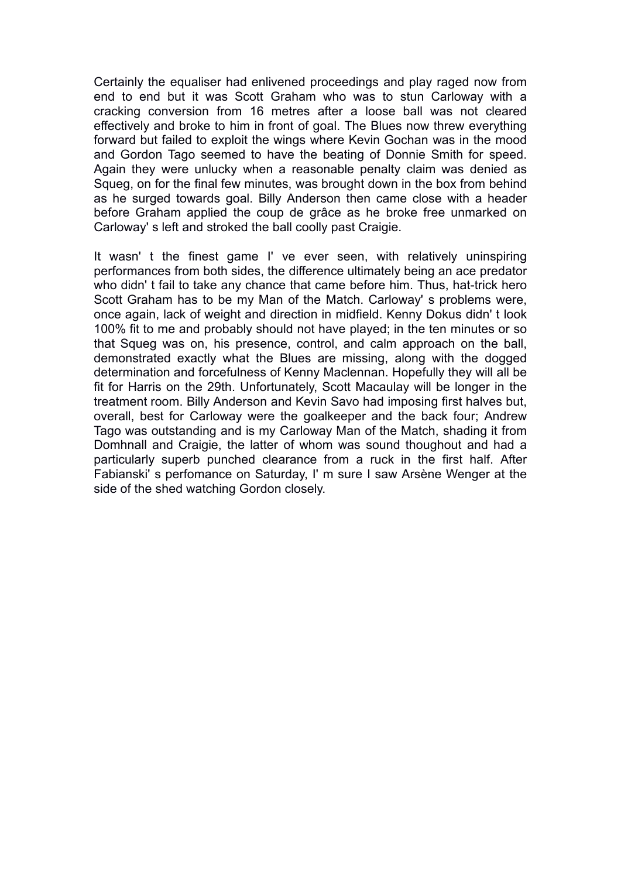Certainly the equaliser had enlivened proceedings and play raged now from end to end but it was Scott Graham who was to stun Carloway with a cracking conversion from 16 metres after a loose ball was not cleared effectively and broke to him in front of goal. The Blues now threw everything forward but failed to exploit the wings where Kevin Gochan was in the mood and Gordon Tago seemed to have the beating of Donnie Smith for speed. Again they were unlucky when a reasonable penalty claim was denied as Squeg, on for the final few minutes, was brought down in the box from behind as he surged towards goal. Billy Anderson then came close with a header before Graham applied the coup de grâce as he broke free unmarked on Carloway' s left and stroked the ball coolly past Craigie.

It wasn' t the finest game I' ve ever seen, with relatively uninspiring performances from both sides, the difference ultimately being an ace predator who didn' t fail to take any chance that came before him. Thus, hat-trick hero Scott Graham has to be my Man of the Match. Carloway' s problems were, once again, lack of weight and direction in midfield. Kenny Dokus didn' t look 100% fit to me and probably should not have played; in the ten minutes or so that Squeg was on, his presence, control, and calm approach on the ball, demonstrated exactly what the Blues are missing, along with the dogged determination and forcefulness of Kenny Maclennan. Hopefully they will all be fit for Harris on the 29th. Unfortunately, Scott Macaulay will be longer in the treatment room. Billy Anderson and Kevin Savo had imposing first halves but, overall, best for Carloway were the goalkeeper and the back four; Andrew Tago was outstanding and is my Carloway Man of the Match, shading it from Domhnall and Craigie, the latter of whom was sound thoughout and had a particularly superb punched clearance from a ruck in the first half. After Fabianski' s perfomance on Saturday, I' m sure I saw Arsène Wenger at the side of the shed watching Gordon closely.